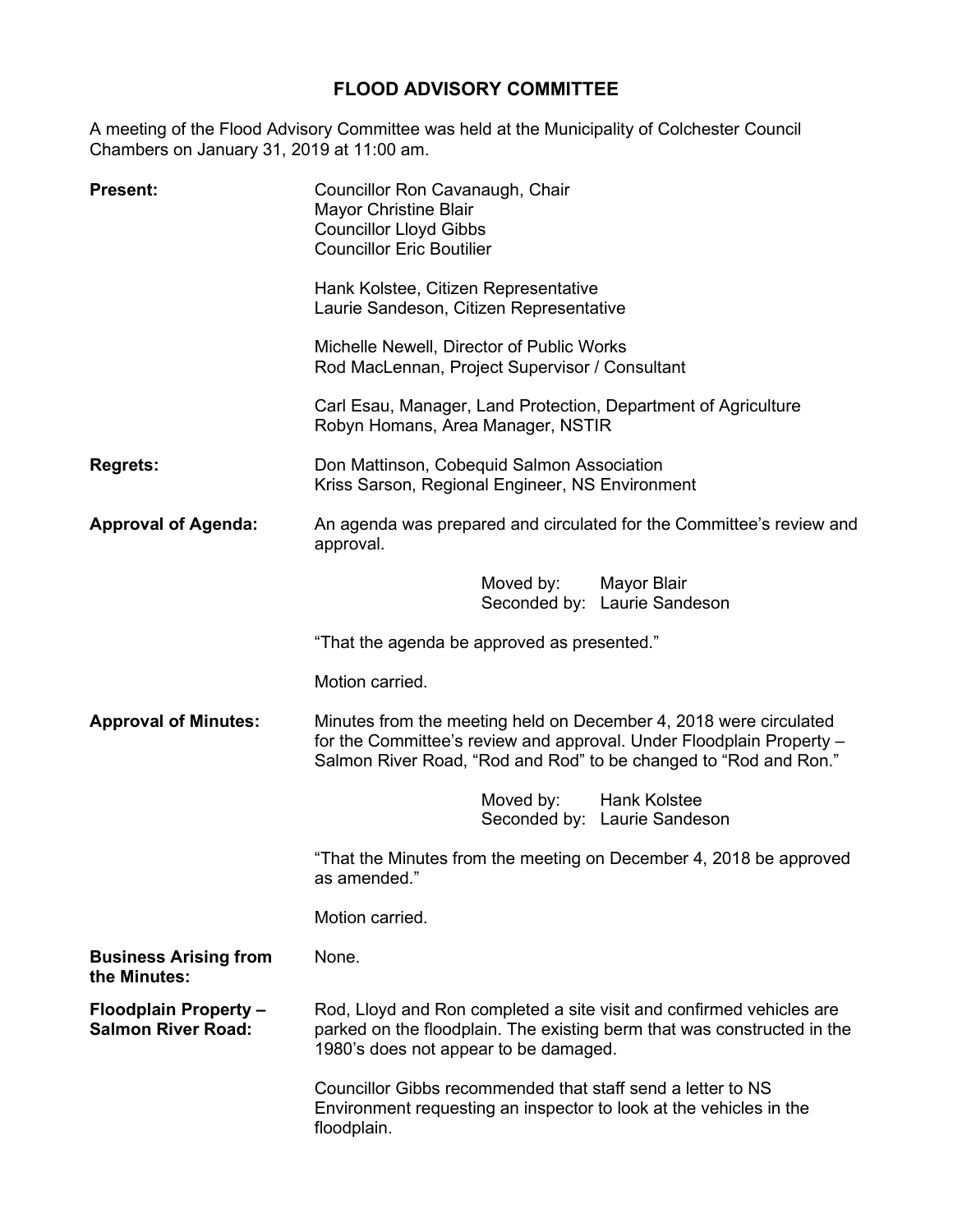# FLOOD ADVISORY COMMITTEE

A meeting of the Flood Advisory Committee was held at the Municipality of Colchester Council Chambers on January 31, 2019 at 11:00 am.

**Present:**

Councillor Ron Cavanaugh, Chair
Mayor Christine Blair
Councillor Lloyd Gibbs
Councillor Eric Boutilier

Hank Kolstee, Citizen Representative
Laurie Sandeson, Citizen Representative

Michelle Newell, Director of Public Works
Rod MacLennan, Project Supervisor / Consultant

Carl Esau, Manager, Land Protection, Department of Agriculture
Robyn Homans, Area Manager, NSTIR

**Regrets:**

Don Mattinson, Cobequid Salmon Association
Kriss Sarson, Regional Engineer, NS Environment

**Approval of Agenda:**

An agenda was prepared and circulated for the Committee's review and approval.

Moved by: Mayor Blair
Seconded by: Laurie Sandeson

"That the agenda be approved as presented."

Motion carried.

**Approval of Minutes:**

Minutes from the meeting held on December 4, 2018 were circulated for the Committee's review and approval. Under Floodplain Property – Salmon River Road, "Rod and Rod" to be changed to "Rod and Ron."

Moved by: Hank Kolstee
Seconded by: Laurie Sandeson

"That the Minutes from the meeting on December 4, 2018 be approved as amended."

Motion carried.

**Business Arising from the Minutes:**

None.

**Floodplain Property – Salmon River Road:**

Rod, Lloyd and Ron completed a site visit and confirmed vehicles are parked on the floodplain. The existing berm that was constructed in the 1980's does not appear to be damaged.

Councillor Gibbs recommended that staff send a letter to NS Environment requesting an inspector to look at the vehicles in the floodplain.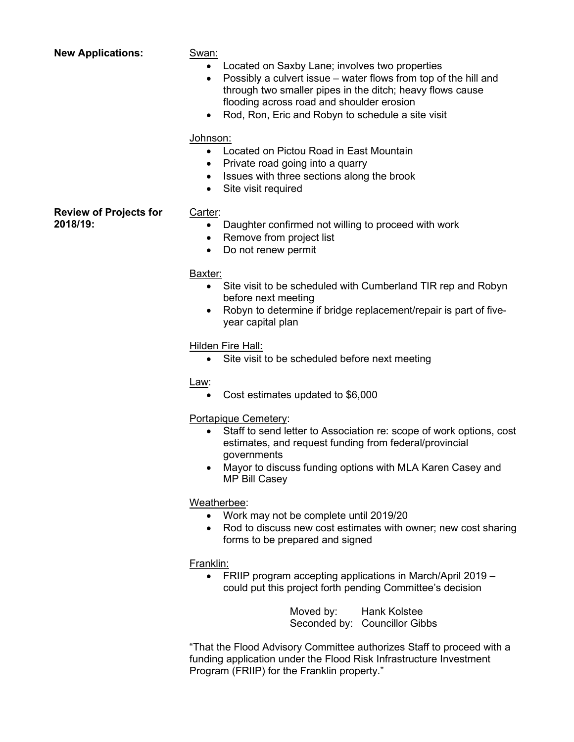**New Applications:**

<u>Swan:</u>

- Located on Saxby Lane; involves two properties
- Possibly a culvert issue – water flows from top of the hill and through two smaller pipes in the ditch; heavy flows cause flooding across road and shoulder erosion
- Rod, Ron, Eric and Robyn to schedule a site visit

<u>Johnson:</u>

- Located on Pictou Road in East Mountain
- Private road going into a quarry
- Issues with three sections along the brook
- Site visit required

**Review of Projects for 2018/19:**

<u>Carter</u>:

- Daughter confirmed not willing to proceed with work
- Remove from project list
- Do not renew permit

<u>Baxter:</u>

- Site visit to be scheduled with Cumberland TIR rep and Robyn before next meeting
- Robyn to determine if bridge replacement/repair is part of five-year capital plan

<u>Hilden Fire Hall:</u>

- Site visit to be scheduled before next meeting

<u>Law</u>:

- Cost estimates updated to $6,000

<u>Portapique Cemetery</u>:

- Staff to send letter to Association re: scope of work options, cost estimates, and request funding from federal/provincial governments
- Mayor to discuss funding options with MLA Karen Casey and MP Bill Casey

<u>Weatherbee</u>:

- Work may not be complete until 2019/20
- Rod to discuss new cost estimates with owner; new cost sharing forms to be prepared and signed

<u>Franklin:</u>

- FRIIP program accepting applications in March/April 2019 – could put this project forth pending Committee's decision

Moved by: Hank Kolstee
Seconded by: Councillor Gibbs

"That the Flood Advisory Committee authorizes Staff to proceed with a funding application under the Flood Risk Infrastructure Investment Program (FRIIP) for the Franklin property."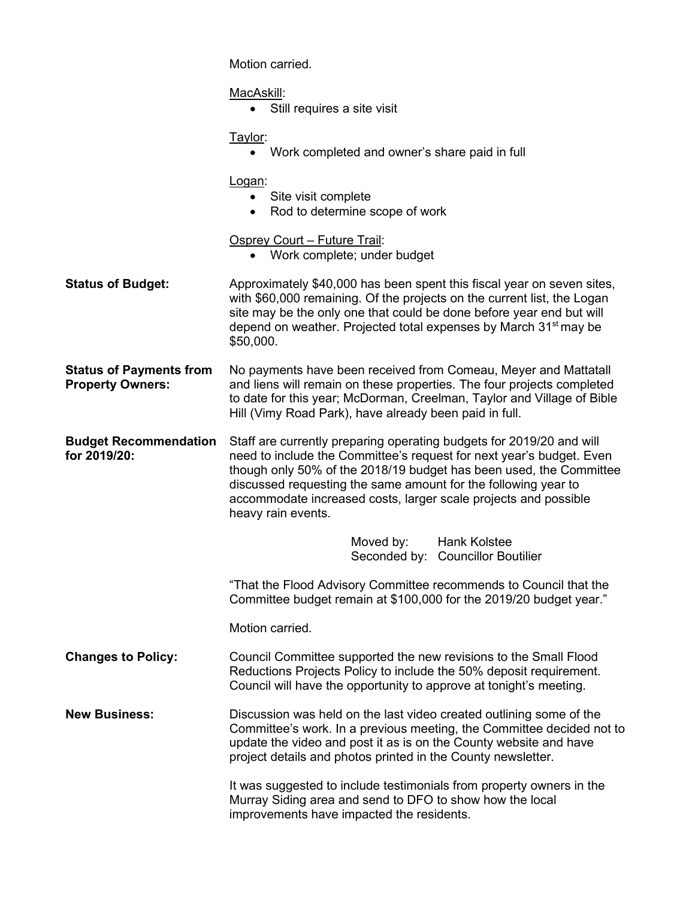Motion carried.

MacAskill:

- Still requires a site visit

Taylor:

- Work completed and owner's share paid in full

Logan:

- Site visit complete
- Rod to determine scope of work

Osprey Court – Future Trail:

- Work complete; under budget

**Status of Budget:** Approximately $40,000 has been spent this fiscal year on seven sites, with $60,000 remaining. Of the projects on the current list, the Logan site may be the only one that could be done before year end but will depend on weather. Projected total expenses by March 31st may be $50,000.

**Status of Payments from Property Owners:** No payments have been received from Comeau, Meyer and Mattatall and liens will remain on these properties. The four projects completed to date for this year; McDorman, Creelman, Taylor and Village of Bible Hill (Vimy Road Park), have already been paid in full.

**Budget Recommendation for 2019/20:** Staff are currently preparing operating budgets for 2019/20 and will need to include the Committee's request for next year's budget. Even though only 50% of the 2018/19 budget has been used, the Committee discussed requesting the same amount for the following year to accommodate increased costs, larger scale projects and possible heavy rain events.

Moved by: Hank Kolstee
Seconded by: Councillor Boutilier

"That the Flood Advisory Committee recommends to Council that the Committee budget remain at $100,000 for the 2019/20 budget year."

Motion carried.

**Changes to Policy:** Council Committee supported the new revisions to the Small Flood Reductions Projects Policy to include the 50% deposit requirement. Council will have the opportunity to approve at tonight's meeting.

**New Business:** Discussion was held on the last video created outlining some of the Committee's work. In a previous meeting, the Committee decided not to update the video and post it as is on the County website and have project details and photos printed in the County newsletter.

It was suggested to include testimonials from property owners in the Murray Siding area and send to DFO to show how the local improvements have impacted the residents.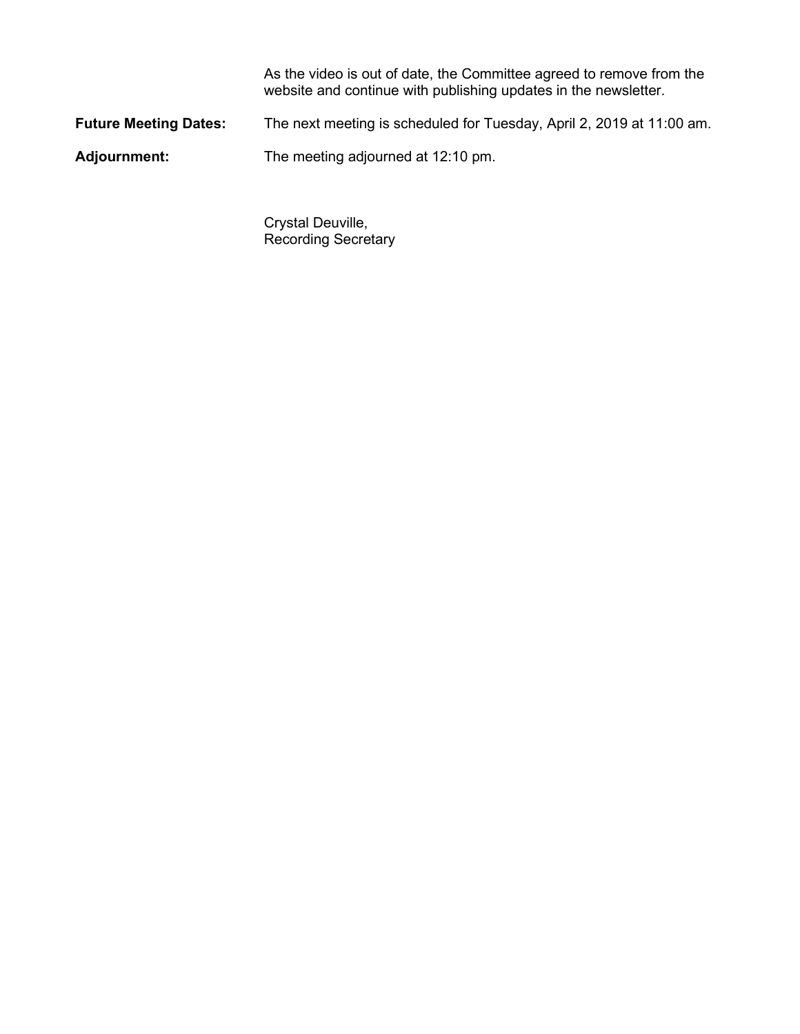As the video is out of date, the Committee agreed to remove from the website and continue with publishing updates in the newsletter.

**Future Meeting Dates:** The next meeting is scheduled for Tuesday, April 2, 2019 at 11:00 am.

**Adjournment:** The meeting adjourned at 12:10 pm.

Crystal Deuville,
Recording Secretary